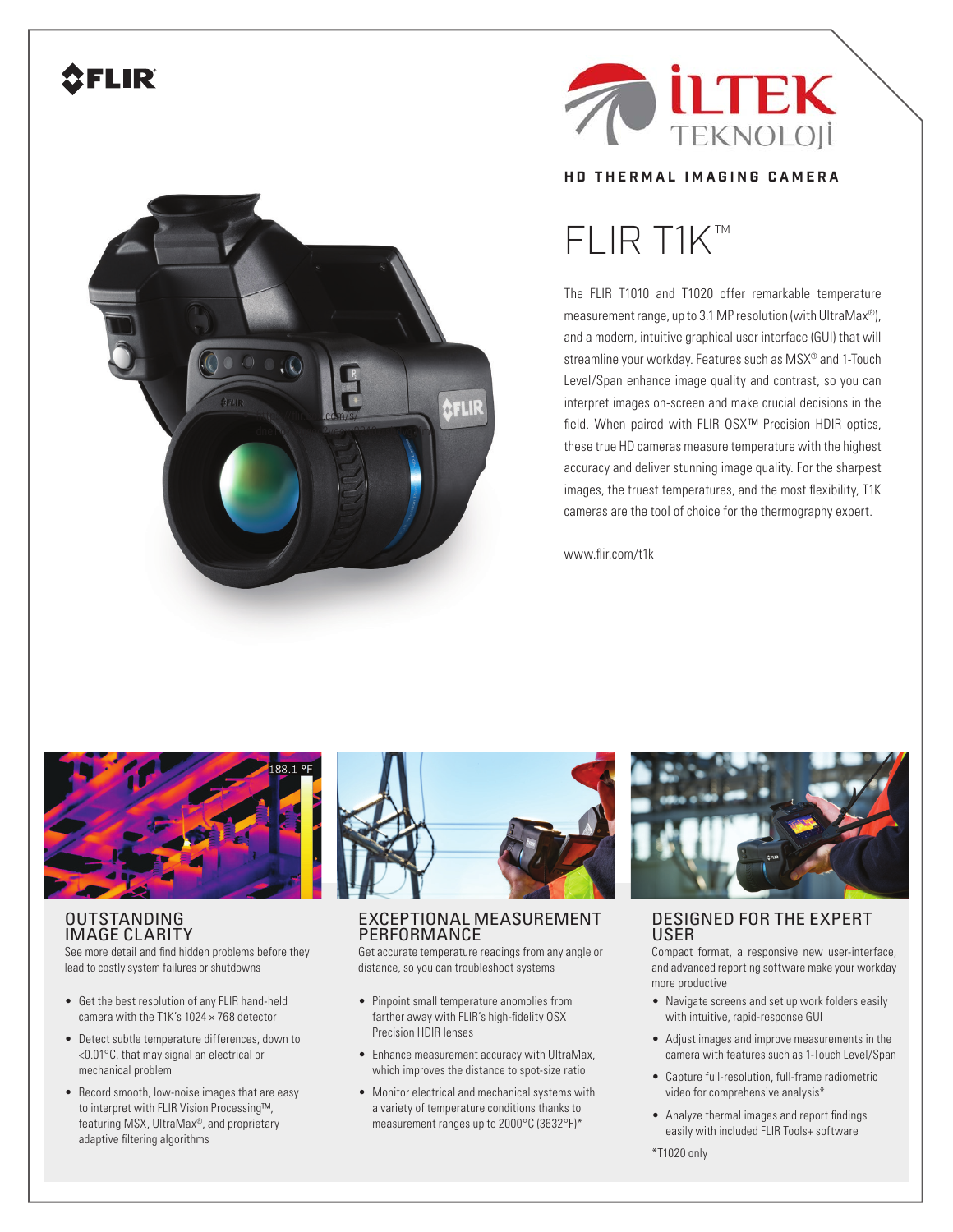FLIR

İLTEK TEKNOLOJİ

**HD THERMAL IMAGING CAMERA**

# FLIR T1K™

The FLIR T1010 and T1020 offer remarkable temperature measurement range, up to 3.1 MP resolution (with UltraMax®), and a modern, intuitive graphical user interface (GUI) that will streamline your workday. Features such as MSX® and 1-Touch Level/Span enhance image quality and contrast, so you can interpret images on-screen and make crucial decisions in the field. When paired with FLIR OSX™ Precision HDIR optics, these true HD cameras measure temperature with the highest accuracy and deliver stunning image quality. For the sharpest images, the truest temperatures, and the most flexibility, T1K cameras are the tool of choice for the thermography expert.

www.flir.com/t1k

## OUTSTANDING IMAGE CLARITY

See more detail and find hidden problems before they lead to costly system failures or shutdowns

- Get the best resolution of any FLIR hand-held camera with the T1K's 1024 × 768 detector
- Detect subtle temperature differences, down to <0.01°C, that may signal an electrical or mechanical problem
- Record smooth, low-noise images that are easy to interpret with FLIR Vision Processing™, featuring MSX, UltraMax®, and proprietary adaptive filtering algorithms

## EXCEPTIONAL MEASUREMENT PERFORMANCE

Get accurate temperature readings from any angle or distance, so you can troubleshoot systems

- Pinpoint small temperature anomolies from farther away with FLIR's high-fidelity OSX Precision HDIR lenses
- Enhance measurement accuracy with UltraMax, which improves the distance to spot-size ratio
- Monitor electrical and mechanical systems with a variety of temperature conditions thanks to measurement ranges up to 2000°C (3632°F)*

## DESIGNED FOR THE EXPERT USER

Compact format, a responsive new user-interface, and advanced reporting software make your workday more productive

- Navigate screens and set up work folders easily with intuitive, rapid-response GUI
- Adjust images and improve measurements in the camera with features such as 1-Touch Level/Span
- Capture full-resolution, full-frame radiometric video for comprehensive analysis*
- Analyze thermal images and report findings easily with included FLIR Tools+ software

*T1020 only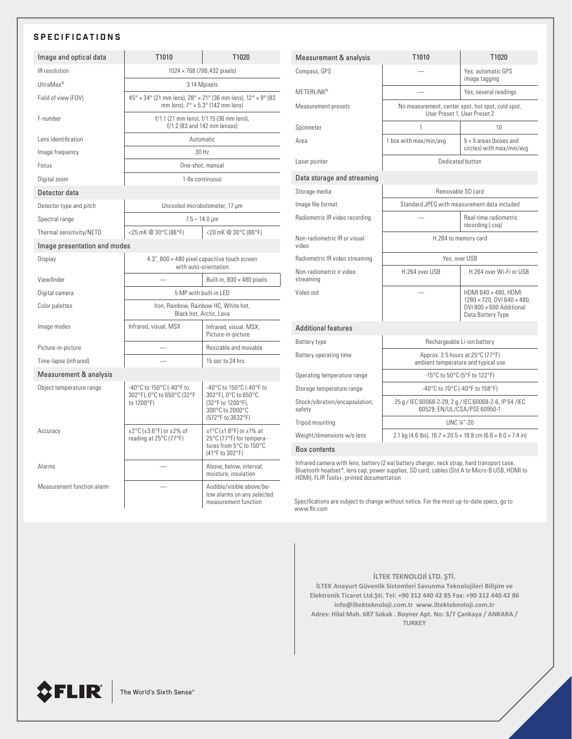## SPECIFICATIONS

| Image and optical data | T1010 | T1020 |
|---|---|---|
| IR resolution | 1024 × 768 (786,432 pixels) | |
| UltraMax® | 3.14 Mpixels | |
| Field of view (FOV) | 45° × 34° (21 mm lens), 28° × 21° (36 mm lens), 12° × 9° (83 mm lens), 7° × 5.3° (142 mm lens) | |
| F-number | f/1.1 (21 mm lens), f/1.15 (36 mm lens), f/1.2 (83 and 142 mm lenses) | |
| Lens identification | Automatic | |
| Image frequency | 30 Hz | |
| Focus | One-shot, manual | |
| Digital zoom | 1-8x continuous | |
| **Detector data** | | |
| Detector type and pitch | Uncooled microbolometer, 17 µm | |
| Spectral range | 7.5 – 14.0 µm | |
| Thermal sensitivity/NETD | <25 mK @ 30°C (86°F) | <20 mK @ 30°C (86°F) |
| **Image presentation and modes** | | |
| Display | 4.3", 800 × 480 pixel capacitive touch screen with auto-orientation | |
| Viewfinder | — | Built-in, 800 × 480 pixels |
| Digital camera | 5 MP with built-in LED | |
| Color palettes | Iron, Rainbow, Rainbow HC, White hot, Black hot, Arctic, Lava | |
| Image modes | Infrared, visual, MSX | Infrared, visual, MSX, Picture-in-picture |
| Picture-in-picture | — | Resizable and movable |
| Time-lapse (infrared) | — | 15 sec to 24 hrs |
| **Measurement & analysis** | | |
| Object temperature range | -40°C to 150°C (-40°F to 302°F), 0°C to 650°C (32°F to 1200°F) | -40°C to 150°C (-40°F to 302°F), 0°C to 650°C (32°F to 1200°F), 300°C to 2000°C (572°F to 3632°F) |
| Accuracy | ±2°C (±3.6°F) or ±2% of reading at 25°C (77°F) | ±1°C (±1.8°F) or ±1% at 25°C (77°F) for temperatures from 5°C to 150°C (41°F to 302°F) |
| Alarms | — | Above, below, interval, moisture, insulation |
| Measurement function alarm | — | Audible/visible above/below alarms on any selected measurement function |

| Measurement & analysis | T1010 | T1020 |
|---|---|---|
| Compass, GPS | — | Yes; automatic GPS image tagging |
| METERLiNK® | — | Yes; several readings |
| Measurement presets | No measurement, center spot, hot spot, cold spot, User Preset 1, User Preset 2 | |
| Spotmeter | 1 | 10 |
| Area | 1 box with max/min/avg | 5 + 5 areas (boxes and circles) with max/min/avg |
| Laser pointer | Dedicated button | |
| **Data storage and streaming** | | |
| Storage media | Removable SD card | |
| Image file format | Standard JPEG with measurement data included | |
| Radiometric IR video recording | — | Real-time radiometric recording (.csq) |
| Non-radiometric IR or visual video | H.264 to memory card | |
| Radiometric IR video streaming | Yes, over USB | |
| Non-radiometric ir video streaming | H.264 over USB | H.264 over Wi-Fi or USB |
| Video out | — | HDMI 640 × 480, HDMI 1280 × 720, DVI 640 × 480, DVI 800 × 600 Additional Data Battery Type |
| **Additional features** | | |
| Battery type | Rechargeable Li-ion battery | |
| Battery operating time | Approx. 2.5 hours at 25°C (77°F) ambient temperature and typical use | |
| Operating temperature range | -15°C to 50°C (5°F to 122°F) | |
| Storage temperature range | -40°C to 70°C (-40°F to 158°F) | |
| Shock/vibration/encapsulation; safety | 25 g / IEC 60068-2-29, 2 g / IEC 60068-2-6, IP 54 /IEC 60529; EN/UL/CSA/PSE 60950-1 | |
| Tripod mounting | UNC ¼"-20 | |
| Weight/dimensions w/o lens | 2.1 kg (4.6 lbs), 16.7 × 20.5 × 18.8 cm (6.6 × 8.0 × 7.4 in) | |

**Box contents**

Infrared camera with lens, battery (2 ea) battery charger, neck strap, hard transport case, Bluetooth headset*, lens cap, power supplies, SD card, cables (Std A to Micro-B USB, HDMI to HDMI), FLIR Tools+, printed documentation

Specifications are subject to change without notice. For the most up-to-date specs, go to www.flir.com

**İLTEK TEKNOLOJİ LTD. ŞTİ.**

**İLTEK Anayurt Güvenlik Sistemleri Savunma Teknolojileri Bilişim ve Elektronik Ticaret Ltd.Şti. Tel: +90 312 440 42 85 Fax: +90 312 440 42 86**
**info@iltekteknoloji.com.tr www.iltekteknoloji.com.tr**
**Adres: Hilal Mah. 687 Sokak . Boyner Apt. No: 3/7 Çankaya / ANKARA / TURKEY**

FLIR® The World's Sixth Sense®